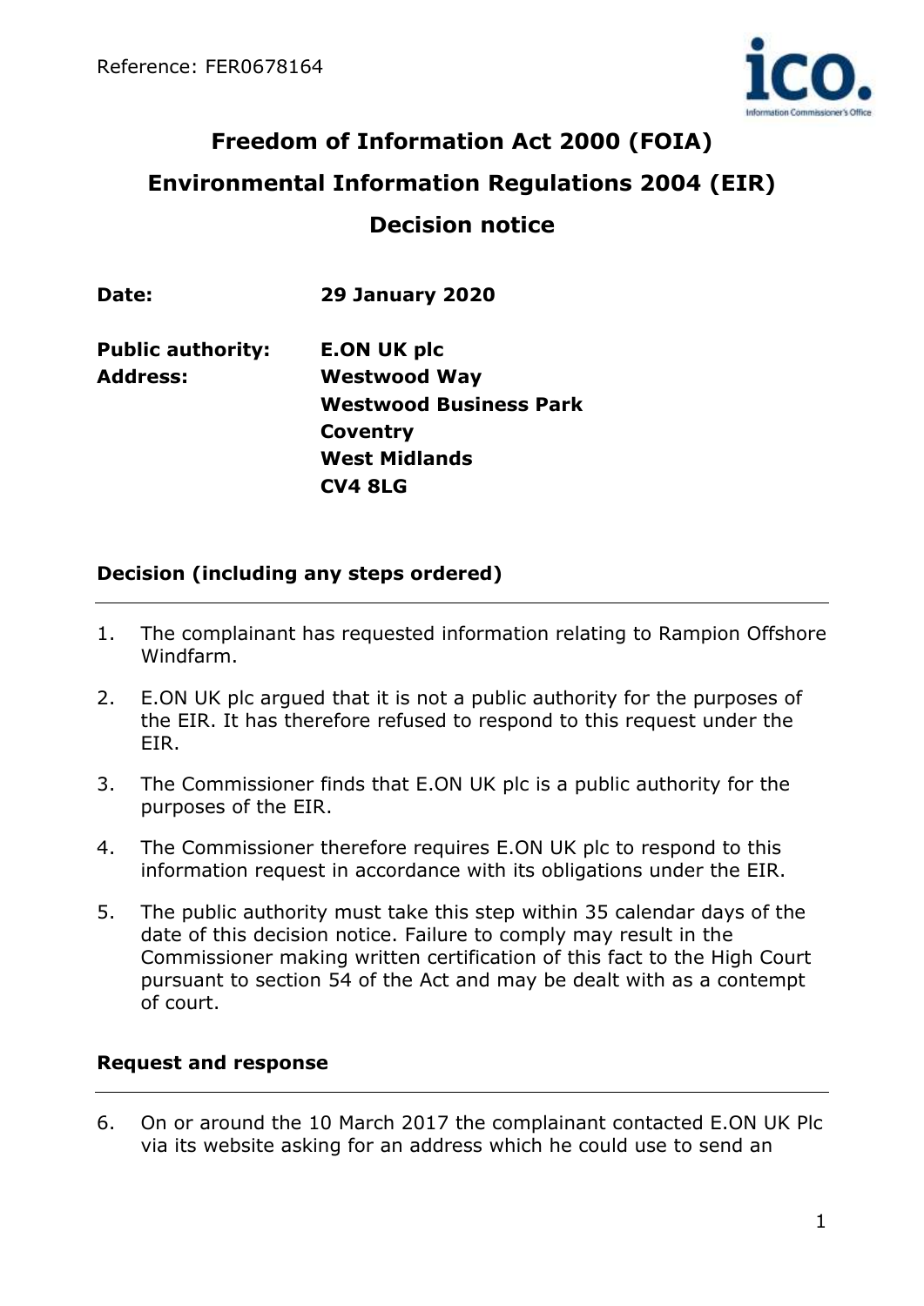Reference: FER0678164

# Freedom of Information Act 2000 (FOIA)

# Environmental Information Regulations 2004 (EIR)

# Decision notice

| | |
|---|---|
| **Date:** | **29 January 2020** |
| **Public authority:** | **E.ON UK plc** |
| **Address:** | **Westwood Way** |
| | **Westwood Business Park** |
| | **Coventry** |
| | **West Midlands** |
| | **CV4 8LG** |

## Decision (including any steps ordered)

1. The complainant has requested information relating to Rampion Offshore Windfarm.
2. E.ON UK plc argued that it is not a public authority for the purposes of the EIR. It has therefore refused to respond to this request under the EIR.
3. The Commissioner finds that E.ON UK plc is a public authority for the purposes of the EIR.
4. The Commissioner therefore requires E.ON UK plc to respond to this information request in accordance with its obligations under the EIR.
5. The public authority must take this step within 35 calendar days of the date of this decision notice. Failure to comply may result in the Commissioner making written certification of this fact to the High Court pursuant to section 54 of the Act and may be dealt with as a contempt of court.

## Request and response

6. On or around the 10 March 2017 the complainant contacted E.ON UK Plc via its website asking for an address which he could use to send an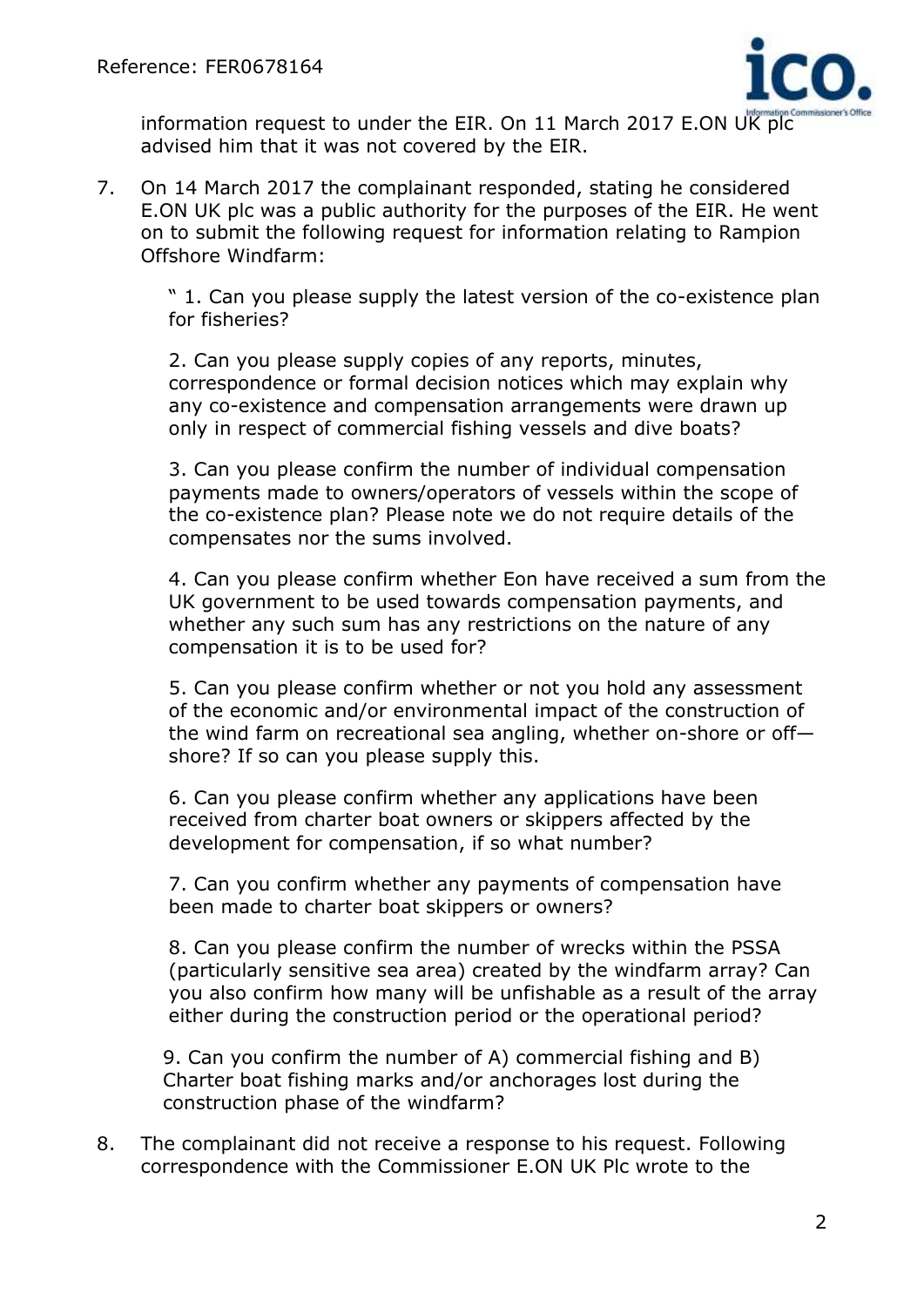information request to under the EIR. On 11 March 2017 E.ON UK plc advised him that it was not covered by the EIR.

7. On 14 March 2017 the complainant responded, stating he considered E.ON UK plc was a public authority for the purposes of the EIR. He went on to submit the following request for information relating to Rampion Offshore Windfarm:

   " 1. Can you please supply the latest version of the co-existence plan for fisheries?

   2. Can you please supply copies of any reports, minutes, correspondence or formal decision notices which may explain why any co-existence and compensation arrangements were drawn up only in respect of commercial fishing vessels and dive boats?

   3. Can you please confirm the number of individual compensation payments made to owners/operators of vessels within the scope of the co-existence plan? Please note we do not require details of the compensates nor the sums involved.

   4. Can you please confirm whether Eon have received a sum from the UK government to be used towards compensation payments, and whether any such sum has any restrictions on the nature of any compensation it is to be used for?

   5. Can you please confirm whether or not you hold any assessment of the economic and/or environmental impact of the construction of the wind farm on recreational sea angling, whether on-shore or off—shore? If so can you please supply this.

   6. Can you please confirm whether any applications have been received from charter boat owners or skippers affected by the development for compensation, if so what number?

   7. Can you confirm whether any payments of compensation have been made to charter boat skippers or owners?

   8. Can you please confirm the number of wrecks within the PSSA (particularly sensitive sea area) created by the windfarm array? Can you also confirm how many will be unfishable as a result of the array either during the construction period or the operational period?

   9. Can you confirm the number of A) commercial fishing and B) Charter boat fishing marks and/or anchorages lost during the construction phase of the windfarm?

8. The complainant did not receive a response to his request. Following correspondence with the Commissioner E.ON UK Plc wrote to the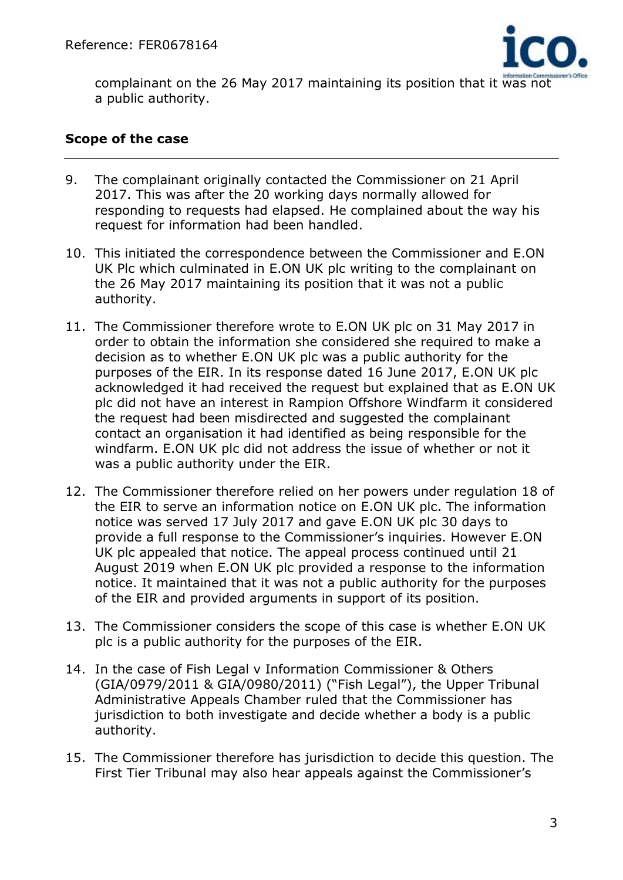complainant on the 26 May 2017 maintaining its position that it was not a public authority.

### Scope of the case

9. The complainant originally contacted the Commissioner on 21 April 2017. This was after the 20 working days normally allowed for responding to requests had elapsed. He complained about the way his request for information had been handled.

10. This initiated the correspondence between the Commissioner and E.ON UK Plc which culminated in E.ON UK plc writing to the complainant on the 26 May 2017 maintaining its position that it was not a public authority.

11. The Commissioner therefore wrote to E.ON UK plc on 31 May 2017 in order to obtain the information she considered she required to make a decision as to whether E.ON UK plc was a public authority for the purposes of the EIR. In its response dated 16 June 2017, E.ON UK plc acknowledged it had received the request but explained that as E.ON UK plc did not have an interest in Rampion Offshore Windfarm it considered the request had been misdirected and suggested the complainant contact an organisation it had identified as being responsible for the windfarm. E.ON UK plc did not address the issue of whether or not it was a public authority under the EIR.

12. The Commissioner therefore relied on her powers under regulation 18 of the EIR to serve an information notice on E.ON UK plc. The information notice was served 17 July 2017 and gave E.ON UK plc 30 days to provide a full response to the Commissioner's inquiries. However E.ON UK plc appealed that notice. The appeal process continued until 21 August 2019 when E.ON UK plc provided a response to the information notice. It maintained that it was not a public authority for the purposes of the EIR and provided arguments in support of its position.

13. The Commissioner considers the scope of this case is whether E.ON UK plc is a public authority for the purposes of the EIR.

14. In the case of Fish Legal v Information Commissioner & Others (GIA/0979/2011 & GIA/0980/2011) ("Fish Legal"), the Upper Tribunal Administrative Appeals Chamber ruled that the Commissioner has jurisdiction to both investigate and decide whether a body is a public authority.

15. The Commissioner therefore has jurisdiction to decide this question. The First Tier Tribunal may also hear appeals against the Commissioner's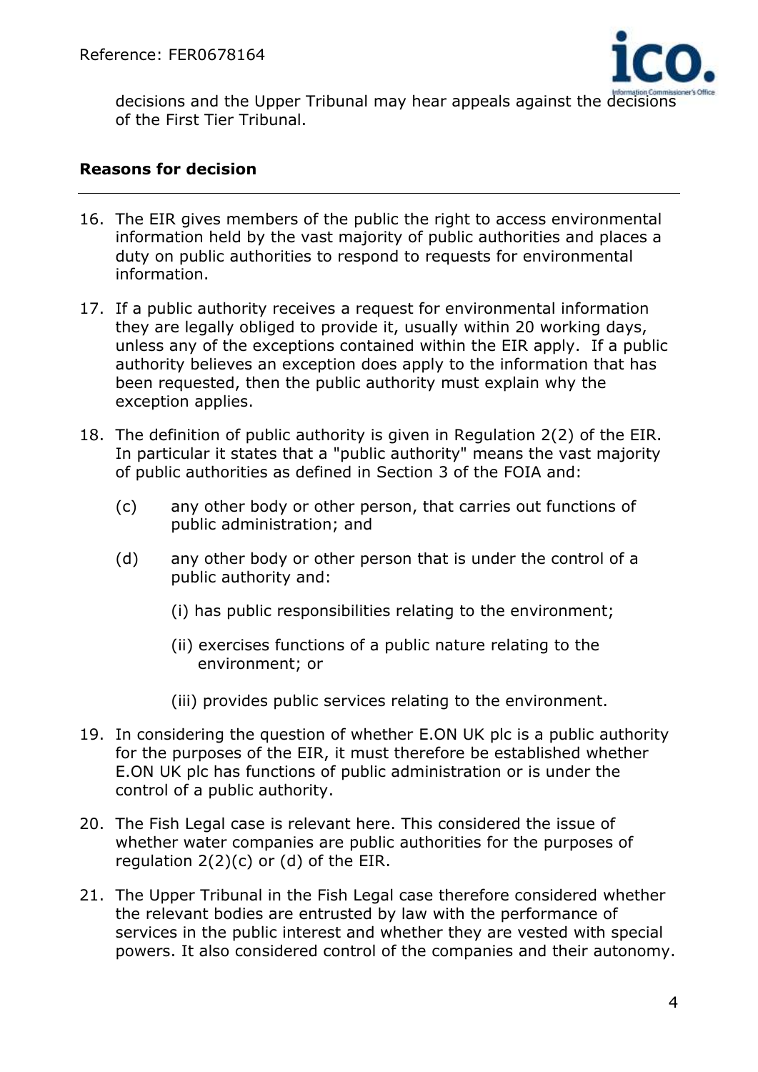decisions and the Upper Tribunal may hear appeals against the decisions of the First Tier Tribunal.

## Reasons for decision

16. The EIR gives members of the public the right to access environmental information held by the vast majority of public authorities and places a duty on public authorities to respond to requests for environmental information.

17. If a public authority receives a request for environmental information they are legally obliged to provide it, usually within 20 working days, unless any of the exceptions contained within the EIR apply. If a public authority believes an exception does apply to the information that has been requested, then the public authority must explain why the exception applies.

18. The definition of public authority is given in Regulation 2(2) of the EIR. In particular it states that a "public authority" means the vast majority of public authorities as defined in Section 3 of the FOIA and:

    (c) any other body or other person, that carries out functions of public administration; and

    (d) any other body or other person that is under the control of a public authority and:

    (i) has public responsibilities relating to the environment;

    (ii) exercises functions of a public nature relating to the environment; or

    (iii) provides public services relating to the environment.

19. In considering the question of whether E.ON UK plc is a public authority for the purposes of the EIR, it must therefore be established whether E.ON UK plc has functions of public administration or is under the control of a public authority.

20. The Fish Legal case is relevant here. This considered the issue of whether water companies are public authorities for the purposes of regulation 2(2)(c) or (d) of the EIR.

21. The Upper Tribunal in the Fish Legal case therefore considered whether the relevant bodies are entrusted by law with the performance of services in the public interest and whether they are vested with special powers. It also considered control of the companies and their autonomy.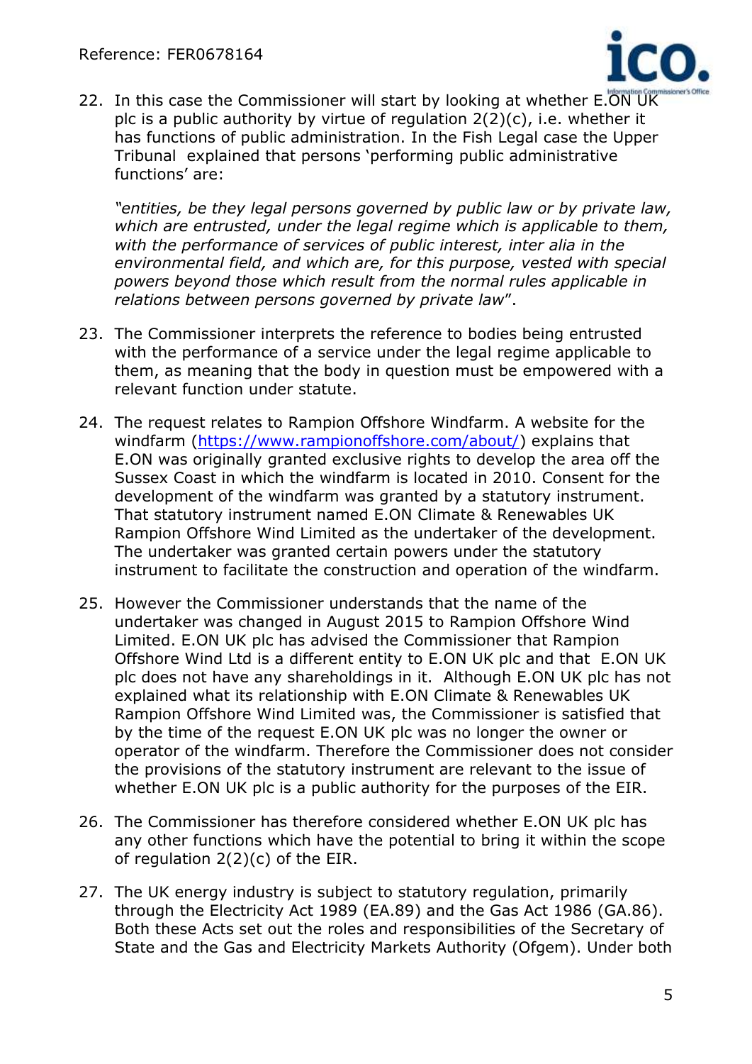22. In this case the Commissioner will start by looking at whether E.ON UK plc is a public authority by virtue of regulation 2(2)(c), i.e. whether it has functions of public administration. In the Fish Legal case the Upper Tribunal explained that persons 'performing public administrative functions' are:

    *"entities, be they legal persons governed by public law or by private law, which are entrusted, under the legal regime which is applicable to them, with the performance of services of public interest, inter alia in the environmental field, and which are, for this purpose, vested with special powers beyond those which result from the normal rules applicable in relations between persons governed by private law*".

23. The Commissioner interprets the reference to bodies being entrusted with the performance of a service under the legal regime applicable to them, as meaning that the body in question must be empowered with a relevant function under statute.

24. The request relates to Rampion Offshore Windfarm. A website for the windfarm (https://www.rampionoffshore.com/about/) explains that E.ON was originally granted exclusive rights to develop the area off the Sussex Coast in which the windfarm is located in 2010. Consent for the development of the windfarm was granted by a statutory instrument. That statutory instrument named E.ON Climate & Renewables UK Rampion Offshore Wind Limited as the undertaker of the development. The undertaker was granted certain powers under the statutory instrument to facilitate the construction and operation of the windfarm.

25. However the Commissioner understands that the name of the undertaker was changed in August 2015 to Rampion Offshore Wind Limited. E.ON UK plc has advised the Commissioner that Rampion Offshore Wind Ltd is a different entity to E.ON UK plc and that E.ON UK plc does not have any shareholdings in it. Although E.ON UK plc has not explained what its relationship with E.ON Climate & Renewables UK Rampion Offshore Wind Limited was, the Commissioner is satisfied that by the time of the request E.ON UK plc was no longer the owner or operator of the windfarm. Therefore the Commissioner does not consider the provisions of the statutory instrument are relevant to the issue of whether E.ON UK plc is a public authority for the purposes of the EIR.

26. The Commissioner has therefore considered whether E.ON UK plc has any other functions which have the potential to bring it within the scope of regulation 2(2)(c) of the EIR.

27. The UK energy industry is subject to statutory regulation, primarily through the Electricity Act 1989 (EA.89) and the Gas Act 1986 (GA.86). Both these Acts set out the roles and responsibilities of the Secretary of State and the Gas and Electricity Markets Authority (Ofgem). Under both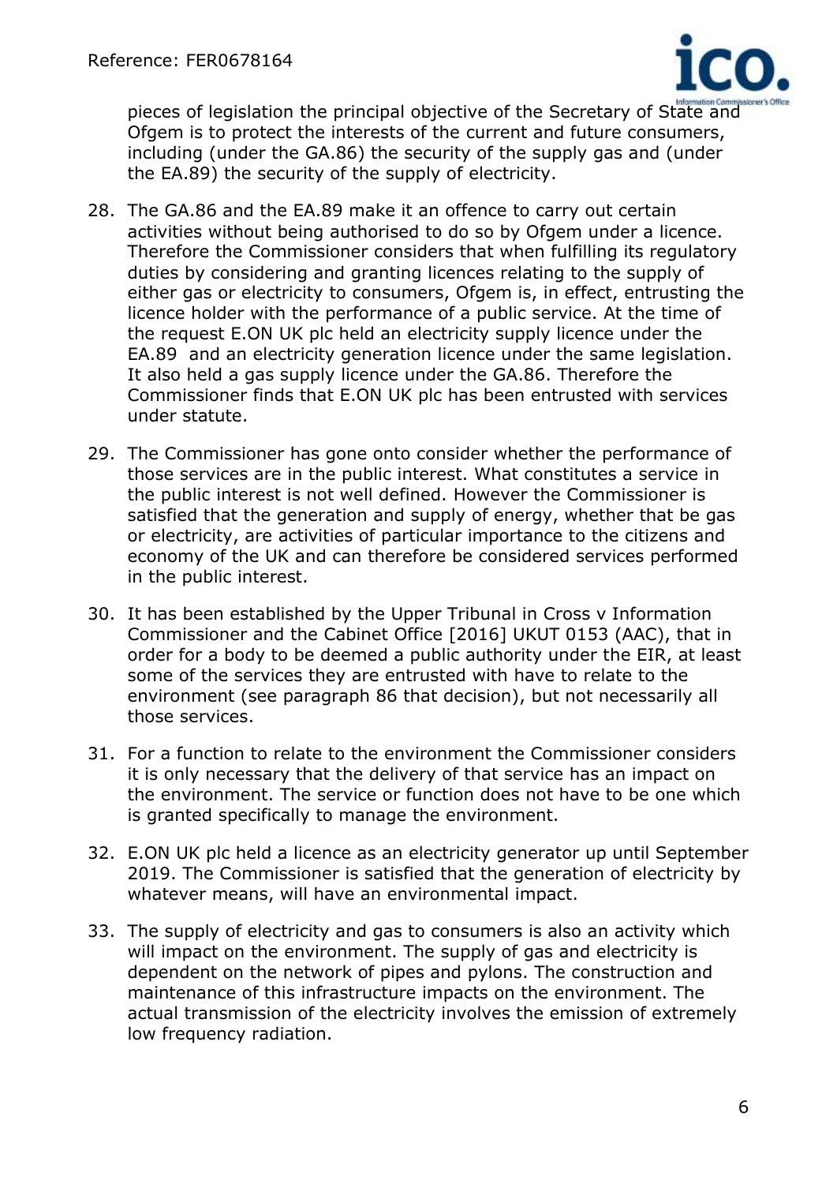pieces of legislation the principal objective of the Secretary of State and Ofgem is to protect the interests of the current and future consumers, including (under the GA.86) the security of the supply gas and (under the EA.89) the security of the supply of electricity.

28. The GA.86 and the EA.89 make it an offence to carry out certain activities without being authorised to do so by Ofgem under a licence. Therefore the Commissioner considers that when fulfilling its regulatory duties by considering and granting licences relating to the supply of either gas or electricity to consumers, Ofgem is, in effect, entrusting the licence holder with the performance of a public service. At the time of the request E.ON UK plc held an electricity supply licence under the EA.89 and an electricity generation licence under the same legislation. It also held a gas supply licence under the GA.86. Therefore the Commissioner finds that E.ON UK plc has been entrusted with services under statute.

29. The Commissioner has gone onto consider whether the performance of those services are in the public interest. What constitutes a service in the public interest is not well defined. However the Commissioner is satisfied that the generation and supply of energy, whether that be gas or electricity, are activities of particular importance to the citizens and economy of the UK and can therefore be considered services performed in the public interest.

30. It has been established by the Upper Tribunal in Cross v Information Commissioner and the Cabinet Office [2016] UKUT 0153 (AAC), that in order for a body to be deemed a public authority under the EIR, at least some of the services they are entrusted with have to relate to the environment (see paragraph 86 that decision), but not necessarily all those services.

31. For a function to relate to the environment the Commissioner considers it is only necessary that the delivery of that service has an impact on the environment. The service or function does not have to be one which is granted specifically to manage the environment.

32. E.ON UK plc held a licence as an electricity generator up until September 2019. The Commissioner is satisfied that the generation of electricity by whatever means, will have an environmental impact.

33. The supply of electricity and gas to consumers is also an activity which will impact on the environment. The supply of gas and electricity is dependent on the network of pipes and pylons. The construction and maintenance of this infrastructure impacts on the environment. The actual transmission of the electricity involves the emission of extremely low frequency radiation.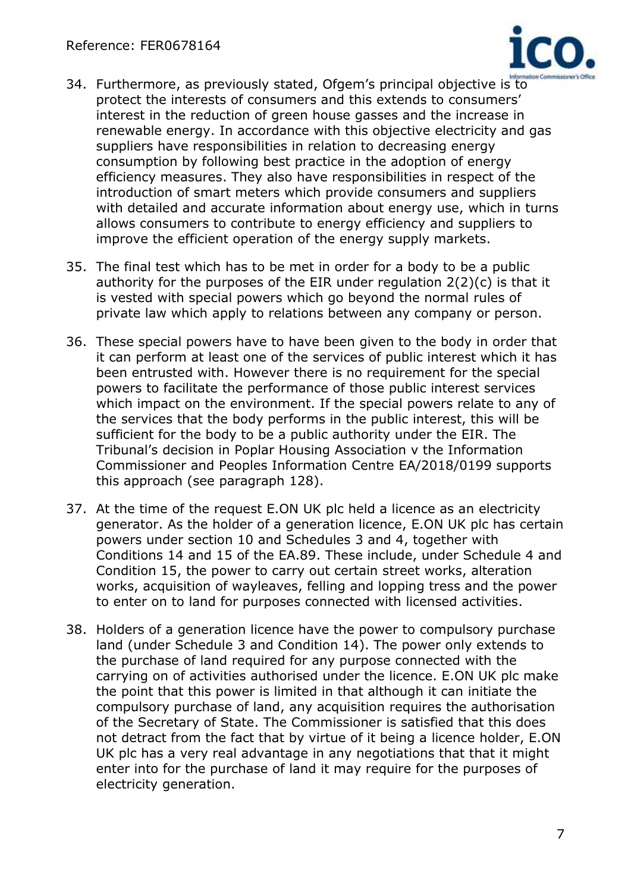34. Furthermore, as previously stated, Ofgem's principal objective is to protect the interests of consumers and this extends to consumers' interest in the reduction of green house gasses and the increase in renewable energy. In accordance with this objective electricity and gas suppliers have responsibilities in relation to decreasing energy consumption by following best practice in the adoption of energy efficiency measures. They also have responsibilities in respect of the introduction of smart meters which provide consumers and suppliers with detailed and accurate information about energy use, which in turns allows consumers to contribute to energy efficiency and suppliers to improve the efficient operation of the energy supply markets.

35. The final test which has to be met in order for a body to be a public authority for the purposes of the EIR under regulation 2(2)(c) is that it is vested with special powers which go beyond the normal rules of private law which apply to relations between any company or person.

36. These special powers have to have been given to the body in order that it can perform at least one of the services of public interest which it has been entrusted with. However there is no requirement for the special powers to facilitate the performance of those public interest services which impact on the environment. If the special powers relate to any of the services that the body performs in the public interest, this will be sufficient for the body to be a public authority under the EIR. The Tribunal's decision in Poplar Housing Association v the Information Commissioner and Peoples Information Centre EA/2018/0199 supports this approach (see paragraph 128).

37. At the time of the request E.ON UK plc held a licence as an electricity generator. As the holder of a generation licence, E.ON UK plc has certain powers under section 10 and Schedules 3 and 4, together with Conditions 14 and 15 of the EA.89. These include, under Schedule 4 and Condition 15, the power to carry out certain street works, alteration works, acquisition of wayleaves, felling and lopping tress and the power to enter on to land for purposes connected with licensed activities.

38. Holders of a generation licence have the power to compulsory purchase land (under Schedule 3 and Condition 14). The power only extends to the purchase of land required for any purpose connected with the carrying on of activities authorised under the licence. E.ON UK plc make the point that this power is limited in that although it can initiate the compulsory purchase of land, any acquisition requires the authorisation of the Secretary of State. The Commissioner is satisfied that this does not detract from the fact that by virtue of it being a licence holder, E.ON UK plc has a very real advantage in any negotiations that that it might enter into for the purchase of land it may require for the purposes of electricity generation.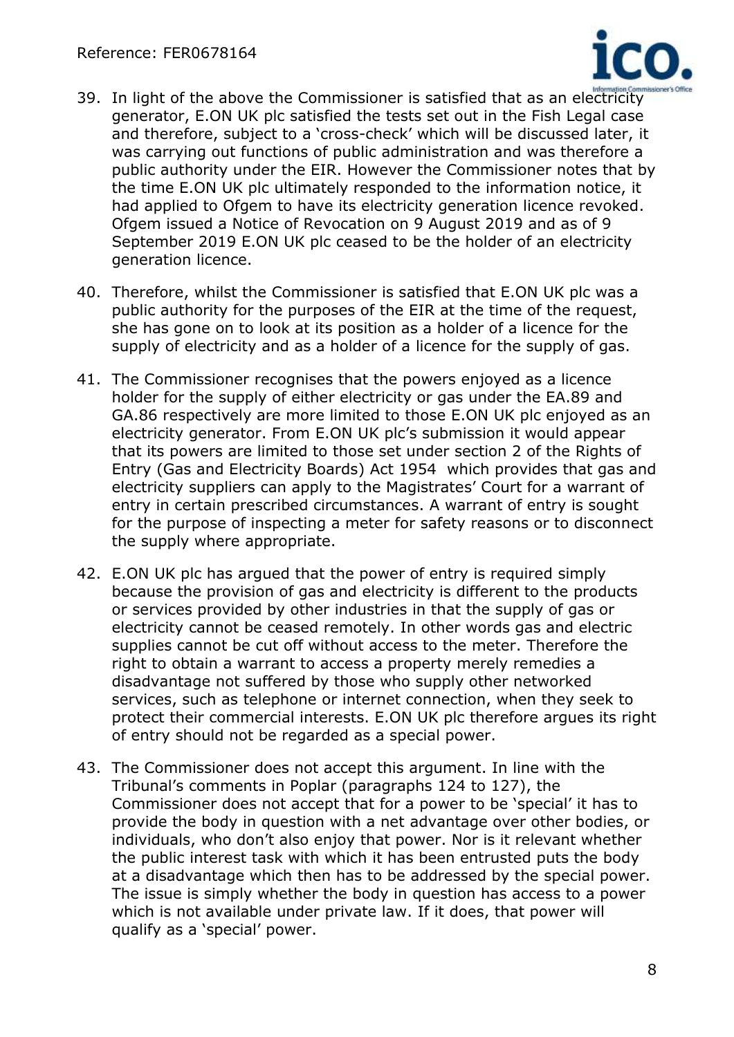39. In light of the above the Commissioner is satisfied that as an electricity generator, E.ON UK plc satisfied the tests set out in the Fish Legal case and therefore, subject to a 'cross-check' which will be discussed later, it was carrying out functions of public administration and was therefore a public authority under the EIR. However the Commissioner notes that by the time E.ON UK plc ultimately responded to the information notice, it had applied to Ofgem to have its electricity generation licence revoked. Ofgem issued a Notice of Revocation on 9 August 2019 and as of 9 September 2019 E.ON UK plc ceased to be the holder of an electricity generation licence.

40. Therefore, whilst the Commissioner is satisfied that E.ON UK plc was a public authority for the purposes of the EIR at the time of the request, she has gone on to look at its position as a holder of a licence for the supply of electricity and as a holder of a licence for the supply of gas.

41. The Commissioner recognises that the powers enjoyed as a licence holder for the supply of either electricity or gas under the EA.89 and GA.86 respectively are more limited to those E.ON UK plc enjoyed as an electricity generator. From E.ON UK plc's submission it would appear that its powers are limited to those set under section 2 of the Rights of Entry (Gas and Electricity Boards) Act 1954 which provides that gas and electricity suppliers can apply to the Magistrates' Court for a warrant of entry in certain prescribed circumstances. A warrant of entry is sought for the purpose of inspecting a meter for safety reasons or to disconnect the supply where appropriate.

42. E.ON UK plc has argued that the power of entry is required simply because the provision of gas and electricity is different to the products or services provided by other industries in that the supply of gas or electricity cannot be ceased remotely. In other words gas and electric supplies cannot be cut off without access to the meter. Therefore the right to obtain a warrant to access a property merely remedies a disadvantage not suffered by those who supply other networked services, such as telephone or internet connection, when they seek to protect their commercial interests. E.ON UK plc therefore argues its right of entry should not be regarded as a special power.

43. The Commissioner does not accept this argument. In line with the Tribunal's comments in Poplar (paragraphs 124 to 127), the Commissioner does not accept that for a power to be 'special' it has to provide the body in question with a net advantage over other bodies, or individuals, who don't also enjoy that power. Nor is it relevant whether the public interest task with which it has been entrusted puts the body at a disadvantage which then has to be addressed by the special power. The issue is simply whether the body in question has access to a power which is not available under private law. If it does, that power will qualify as a 'special' power.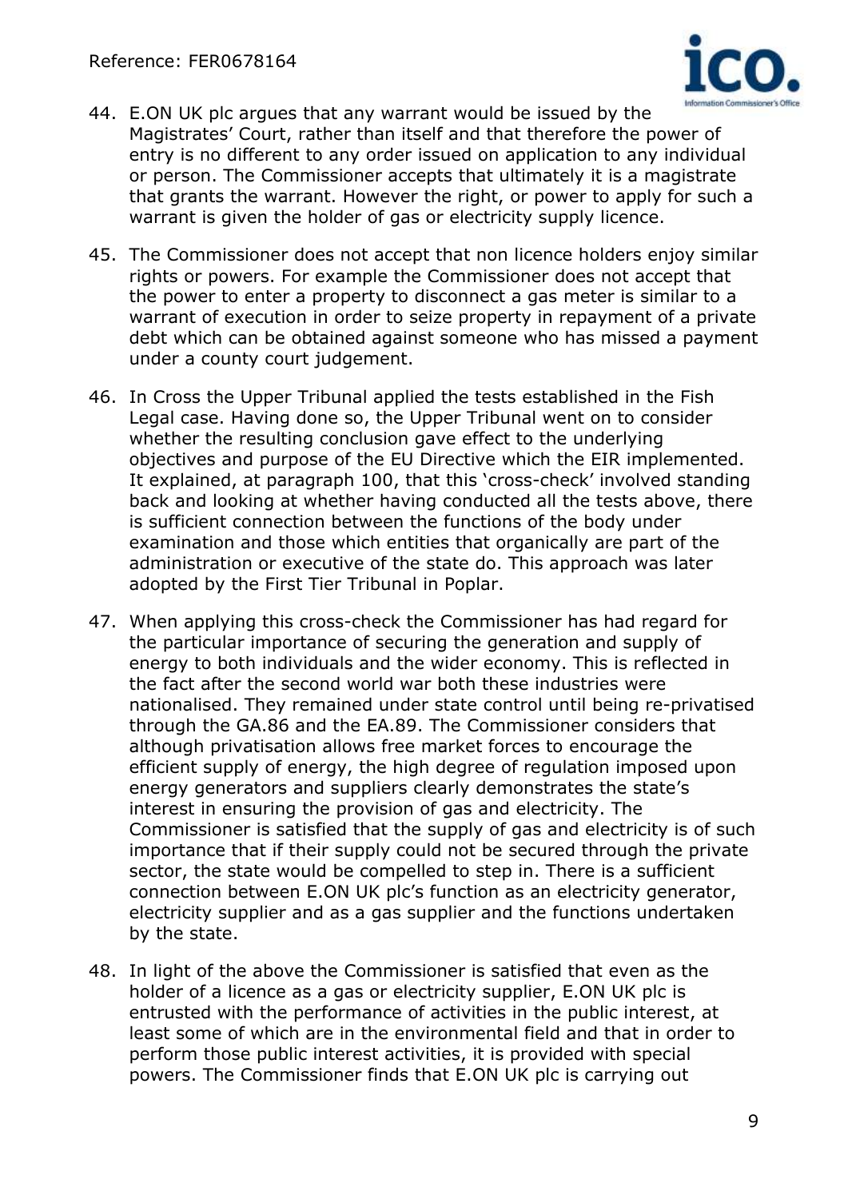44. E.ON UK plc argues that any warrant would be issued by the Magistrates' Court, rather than itself and that therefore the power of entry is no different to any order issued on application to any individual or person. The Commissioner accepts that ultimately it is a magistrate that grants the warrant. However the right, or power to apply for such a warrant is given the holder of gas or electricity supply licence.

45. The Commissioner does not accept that non licence holders enjoy similar rights or powers. For example the Commissioner does not accept that the power to enter a property to disconnect a gas meter is similar to a warrant of execution in order to seize property in repayment of a private debt which can be obtained against someone who has missed a payment under a county court judgement.

46. In Cross the Upper Tribunal applied the tests established in the Fish Legal case. Having done so, the Upper Tribunal went on to consider whether the resulting conclusion gave effect to the underlying objectives and purpose of the EU Directive which the EIR implemented. It explained, at paragraph 100, that this 'cross-check' involved standing back and looking at whether having conducted all the tests above, there is sufficient connection between the functions of the body under examination and those which entities that organically are part of the administration or executive of the state do. This approach was later adopted by the First Tier Tribunal in Poplar.

47. When applying this cross-check the Commissioner has had regard for the particular importance of securing the generation and supply of energy to both individuals and the wider economy. This is reflected in the fact after the second world war both these industries were nationalised. They remained under state control until being re-privatised through the GA.86 and the EA.89. The Commissioner considers that although privatisation allows free market forces to encourage the efficient supply of energy, the high degree of regulation imposed upon energy generators and suppliers clearly demonstrates the state's interest in ensuring the provision of gas and electricity. The Commissioner is satisfied that the supply of gas and electricity is of such importance that if their supply could not be secured through the private sector, the state would be compelled to step in. There is a sufficient connection between E.ON UK plc's function as an electricity generator, electricity supplier and as a gas supplier and the functions undertaken by the state.

48. In light of the above the Commissioner is satisfied that even as the holder of a licence as a gas or electricity supplier, E.ON UK plc is entrusted with the performance of activities in the public interest, at least some of which are in the environmental field and that in order to perform those public interest activities, it is provided with special powers. The Commissioner finds that E.ON UK plc is carrying out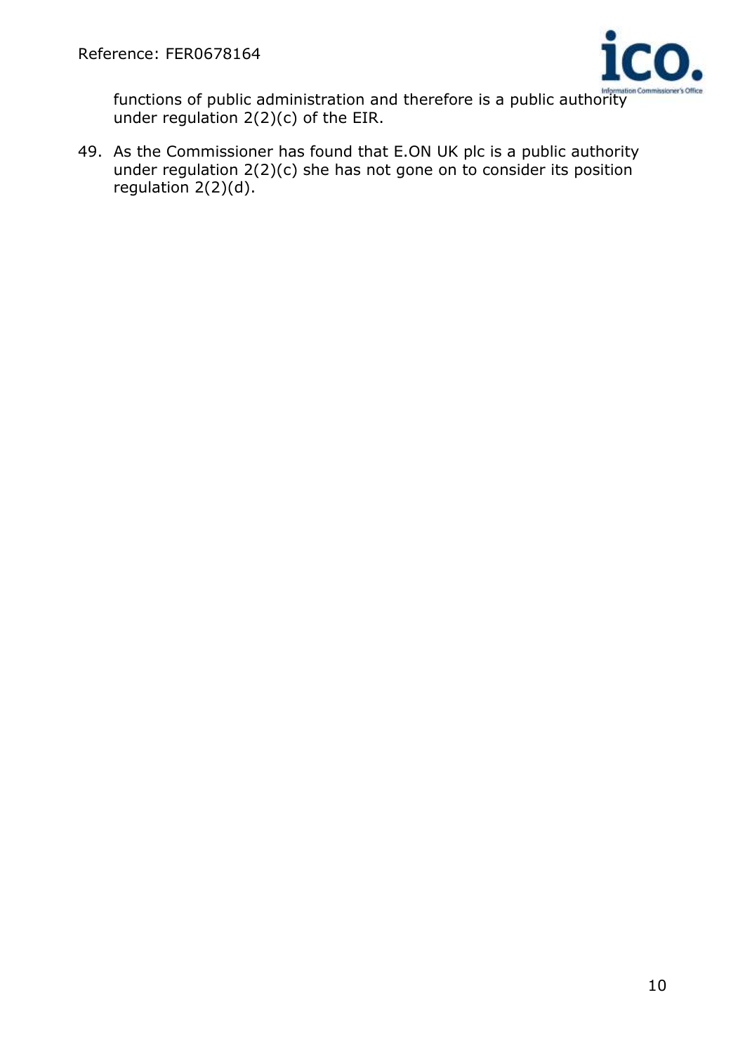functions of public administration and therefore is a public authority under regulation 2(2)(c) of the EIR.

49. As the Commissioner has found that E.ON UK plc is a public authority under regulation 2(2)(c) she has not gone on to consider its position regulation 2(2)(d).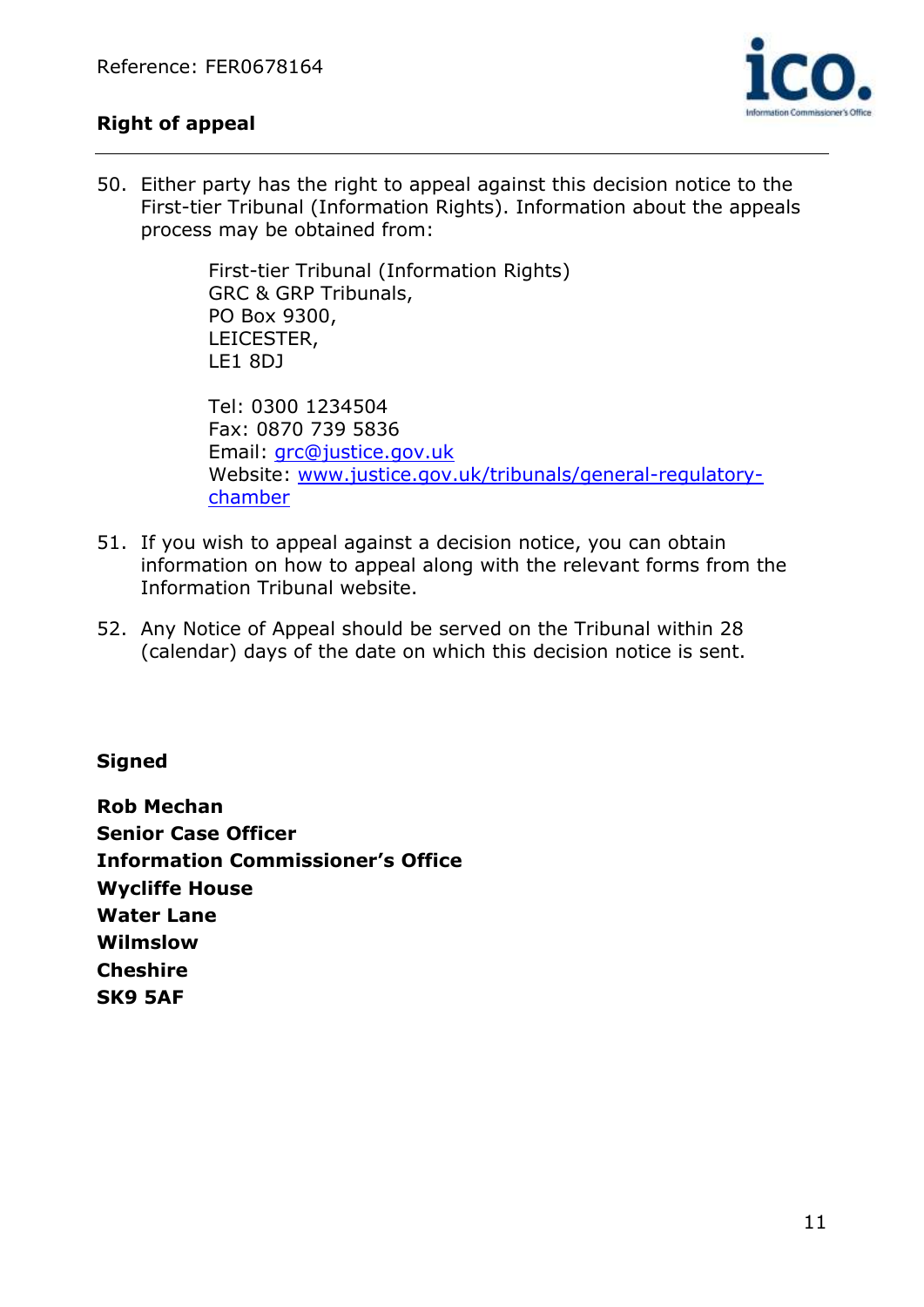## Right of appeal

50. Either party has the right to appeal against this decision notice to the First-tier Tribunal (Information Rights). Information about the appeals process may be obtained from:

    First-tier Tribunal (Information Rights)
    GRC & GRP Tribunals,
    PO Box 9300,
    LEICESTER,
    LE1 8DJ

    Tel: 0300 1234504
    Fax: 0870 739 5836
    Email: grc@justice.gov.uk
    Website: www.justice.gov.uk/tribunals/general-regulatory-chamber

51. If you wish to appeal against a decision notice, you can obtain information on how to appeal along with the relevant forms from the Information Tribunal website.

52. Any Notice of Appeal should be served on the Tribunal within 28 (calendar) days of the date on which this decision notice is sent.

**Signed**

**Rob Mechan**
**Senior Case Officer**
**Information Commissioner's Office**
**Wycliffe House**
**Water Lane**
**Wilmslow**
**Cheshire**
**SK9 5AF**